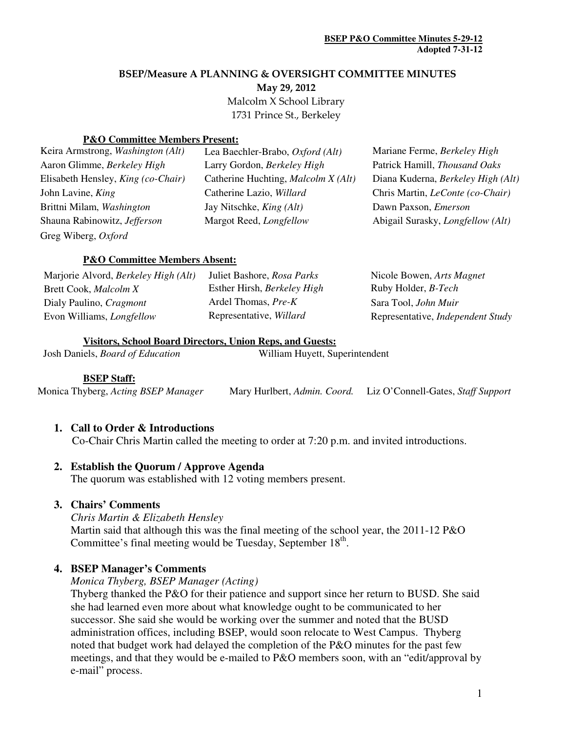**BSEP P&O Committee Minutes 5-29-12**
**Adopted 7-31-12**

# BSEP/Measure A PLANNING & OVERSIGHT COMMITTEE MINUTES

**May 29, 2012**

Malcolm X School Library
1731 Prince St., Berkeley

**P&O Committee Members Present:**

| | | |
|---|---|---|
| Keira Armstrong, *Washington (Alt)* | Lea Baechler-Brabo, *Oxford (Alt)* | Mariane Ferme, *Berkeley High* |
| Aaron Glimme, *Berkeley High* | Larry Gordon, *Berkeley High* | Patrick Hamill, *Thousand Oaks* |
| Elisabeth Hensley, *King (co-Chair)* | Catherine Huchting, *Malcolm X (Alt)* | Diana Kuderna, *Berkeley High (Alt)* |
| John Lavine, *King* | Catherine Lazio, *Willard* | Chris Martin, *LeConte (co-Chair)* |
| Brittni Milam, *Washington* | Jay Nitschke, *King (Alt)* | Dawn Paxson, *Emerson* |
| Shauna Rabinowitz, *Jefferson* | Margot Reed, *Longfellow* | Abigail Surasky, *Longfellow (Alt)* |
| Greg Wiberg, *Oxford* | | |

**P&O Committee Members Absent:**

| | | |
|---|---|---|
| Marjorie Alvord, *Berkeley High (Alt)* | Juliet Bashore, *Rosa Parks* | Nicole Bowen, *Arts Magnet* |
| Brett Cook, *Malcolm X* | Esther Hirsh, *Berkeley High* | Ruby Holder, *B-Tech* |
| Dialy Paulino, *Cragmont* | Ardel Thomas, *Pre-K* | Sara Tool, *John Muir* |
| Evon Williams, *Longfellow* | Representative, *Willard* | Representative, *Independent Study* |

**Visitors, School Board Directors, Union Reps, and Guests:**

Josh Daniels, *Board of Education* | William Huyett, Superintendent

**BSEP Staff:**

Monica Thyberg, *Acting BSEP Manager* | Mary Hurlbert, *Admin. Coord.* | Liz O'Connell-Gates, *Staff Support*

1. **Call to Order & Introductions**
   Co-Chair Chris Martin called the meeting to order at 7:20 p.m. and invited introductions.

2. **Establish the Quorum / Approve Agenda**
   The quorum was established with 12 voting members present.

3. **Chairs' Comments**
   *Chris Martin & Elizabeth Hensley*
   Martin said that although this was the final meeting of the school year, the 2011-12 P&O Committee's final meeting would be Tuesday, September 18th.

4. **BSEP Manager's Comments**
   *Monica Thyberg, BSEP Manager (Acting)*
   Thyberg thanked the P&O for their patience and support since her return to BUSD. She said she had learned even more about what knowledge ought to be communicated to her successor. She said she would be working over the summer and noted that the BUSD administration offices, including BSEP, would soon relocate to West Campus. Thyberg noted that budget work had delayed the completion of the P&O minutes for the past few meetings, and that they would be e-mailed to P&O members soon, with an "edit/approval by e-mail" process.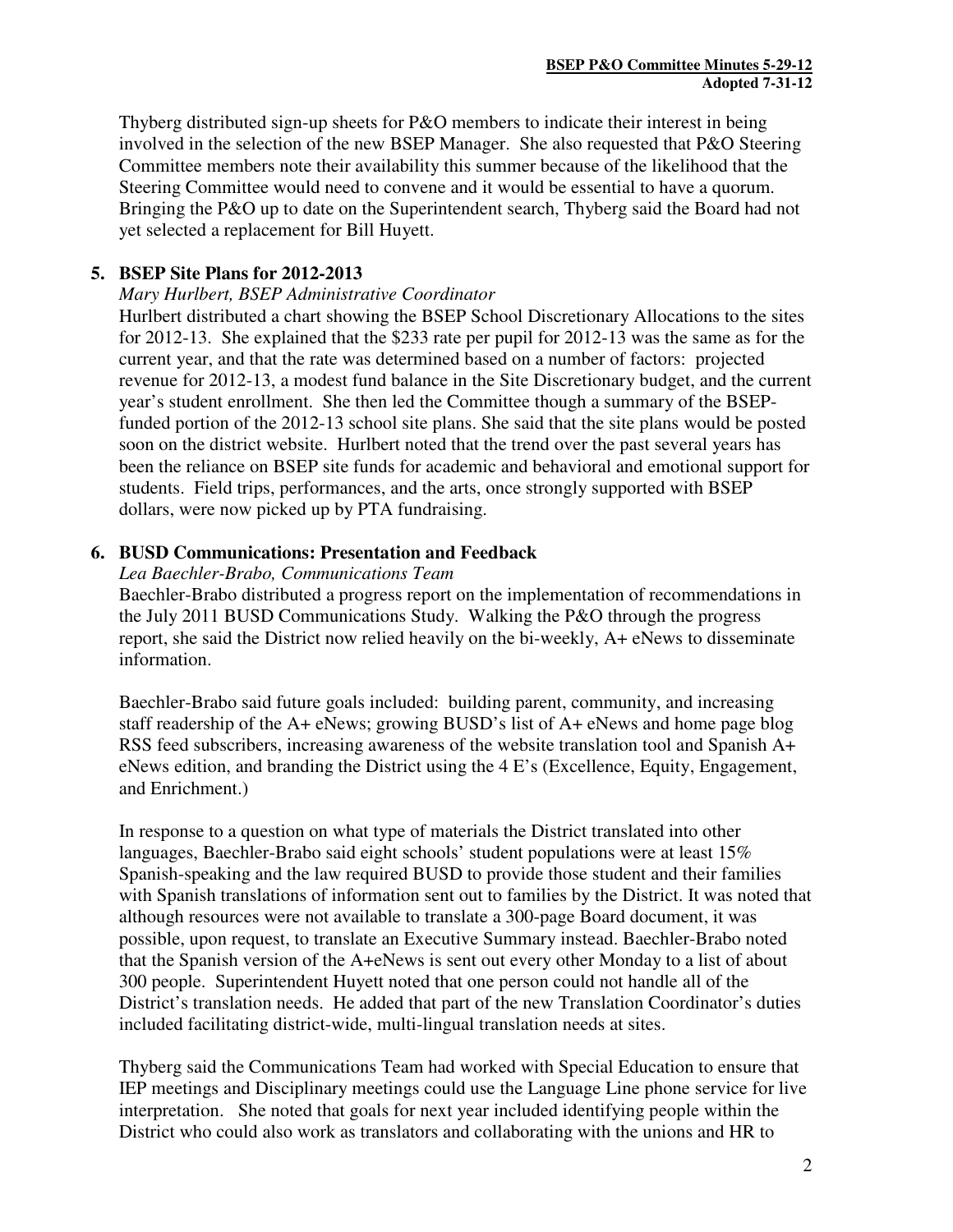Thyberg distributed sign-up sheets for P&O members to indicate their interest in being involved in the selection of the new BSEP Manager. She also requested that P&O Steering Committee members note their availability this summer because of the likelihood that the Steering Committee would need to convene and it would be essential to have a quorum. Bringing the P&O up to date on the Superintendent search, Thyberg said the Board had not yet selected a replacement for Bill Huyett.

**5. BSEP Site Plans for 2012-2013**

*Mary Hurlbert, BSEP Administrative Coordinator*

Hurlbert distributed a chart showing the BSEP School Discretionary Allocations to the sites for 2012-13. She explained that the $233 rate per pupil for 2012-13 was the same as for the current year, and that the rate was determined based on a number of factors: projected revenue for 2012-13, a modest fund balance in the Site Discretionary budget, and the current year's student enrollment. She then led the Committee though a summary of the BSEP-funded portion of the 2012-13 school site plans. She said that the site plans would be posted soon on the district website. Hurlbert noted that the trend over the past several years has been the reliance on BSEP site funds for academic and behavioral and emotional support for students. Field trips, performances, and the arts, once strongly supported with BSEP dollars, were now picked up by PTA fundraising.

**6. BUSD Communications: Presentation and Feedback**

*Lea Baechler-Brabo, Communications Team*

Baechler-Brabo distributed a progress report on the implementation of recommendations in the July 2011 BUSD Communications Study. Walking the P&O through the progress report, she said the District now relied heavily on the bi-weekly, A+ eNews to disseminate information.

Baechler-Brabo said future goals included: building parent, community, and increasing staff readership of the A+ eNews; growing BUSD's list of A+ eNews and home page blog RSS feed subscribers, increasing awareness of the website translation tool and Spanish A+ eNews edition, and branding the District using the 4 E's (Excellence, Equity, Engagement, and Enrichment.)

In response to a question on what type of materials the District translated into other languages, Baechler-Brabo said eight schools' student populations were at least 15% Spanish-speaking and the law required BUSD to provide those student and their families with Spanish translations of information sent out to families by the District. It was noted that although resources were not available to translate a 300-page Board document, it was possible, upon request, to translate an Executive Summary instead. Baechler-Brabo noted that the Spanish version of the A+eNews is sent out every other Monday to a list of about 300 people. Superintendent Huyett noted that one person could not handle all of the District's translation needs. He added that part of the new Translation Coordinator's duties included facilitating district-wide, multi-lingual translation needs at sites.

Thyberg said the Communications Team had worked with Special Education to ensure that IEP meetings and Disciplinary meetings could use the Language Line phone service for live interpretation. She noted that goals for next year included identifying people within the District who could also work as translators and collaborating with the unions and HR to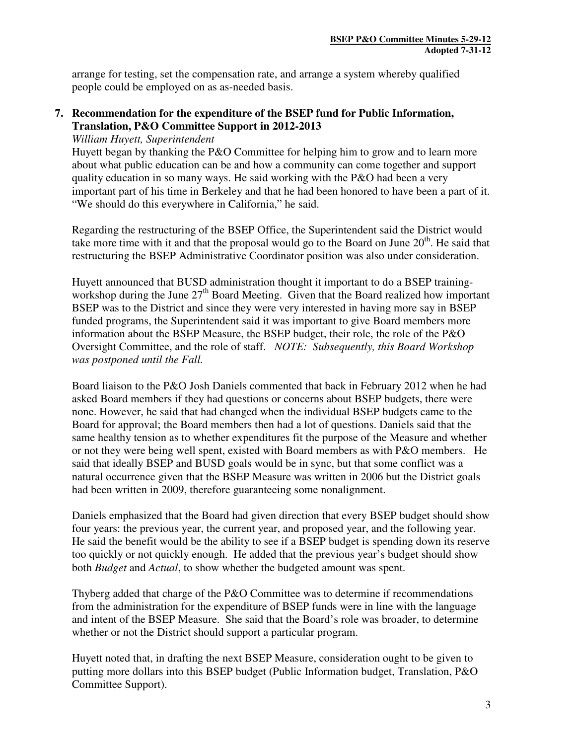arrange for testing, set the compensation rate, and arrange a system whereby qualified people could be employed on as as-needed basis.

**7. Recommendation for the expenditure of the BSEP fund for Public Information, Translation, P&O Committee Support in 2012-2013**

*William Huyett, Superintendent*

Huyett began by thanking the P&O Committee for helping him to grow and to learn more about what public education can be and how a community can come together and support quality education in so many ways. He said working with the P&O had been a very important part of his time in Berkeley and that he had been honored to have been a part of it. "We should do this everywhere in California," he said.

Regarding the restructuring of the BSEP Office, the Superintendent said the District would take more time with it and that the proposal would go to the Board on June 20th. He said that restructuring the BSEP Administrative Coordinator position was also under consideration.

Huyett announced that BUSD administration thought it important to do a BSEP training-workshop during the June 27th Board Meeting. Given that the Board realized how important BSEP was to the District and since they were very interested in having more say in BSEP funded programs, the Superintendent said it was important to give Board members more information about the BSEP Measure, the BSEP budget, their role, the role of the P&O Oversight Committee, and the role of staff. *NOTE: Subsequently, this Board Workshop was postponed until the Fall.*

Board liaison to the P&O Josh Daniels commented that back in February 2012 when he had asked Board members if they had questions or concerns about BSEP budgets, there were none. However, he said that had changed when the individual BSEP budgets came to the Board for approval; the Board members then had a lot of questions. Daniels said that the same healthy tension as to whether expenditures fit the purpose of the Measure and whether or not they were being well spent, existed with Board members as with P&O members. He said that ideally BSEP and BUSD goals would be in sync, but that some conflict was a natural occurrence given that the BSEP Measure was written in 2006 but the District goals had been written in 2009, therefore guaranteeing some nonalignment.

Daniels emphasized that the Board had given direction that every BSEP budget should show four years: the previous year, the current year, and proposed year, and the following year. He said the benefit would be the ability to see if a BSEP budget is spending down its reserve too quickly or not quickly enough. He added that the previous year's budget should show both *Budget* and *Actual*, to show whether the budgeted amount was spent.

Thyberg added that charge of the P&O Committee was to determine if recommendations from the administration for the expenditure of BSEP funds were in line with the language and intent of the BSEP Measure. She said that the Board's role was broader, to determine whether or not the District should support a particular program.

Huyett noted that, in drafting the next BSEP Measure, consideration ought to be given to putting more dollars into this BSEP budget (Public Information budget, Translation, P&O Committee Support).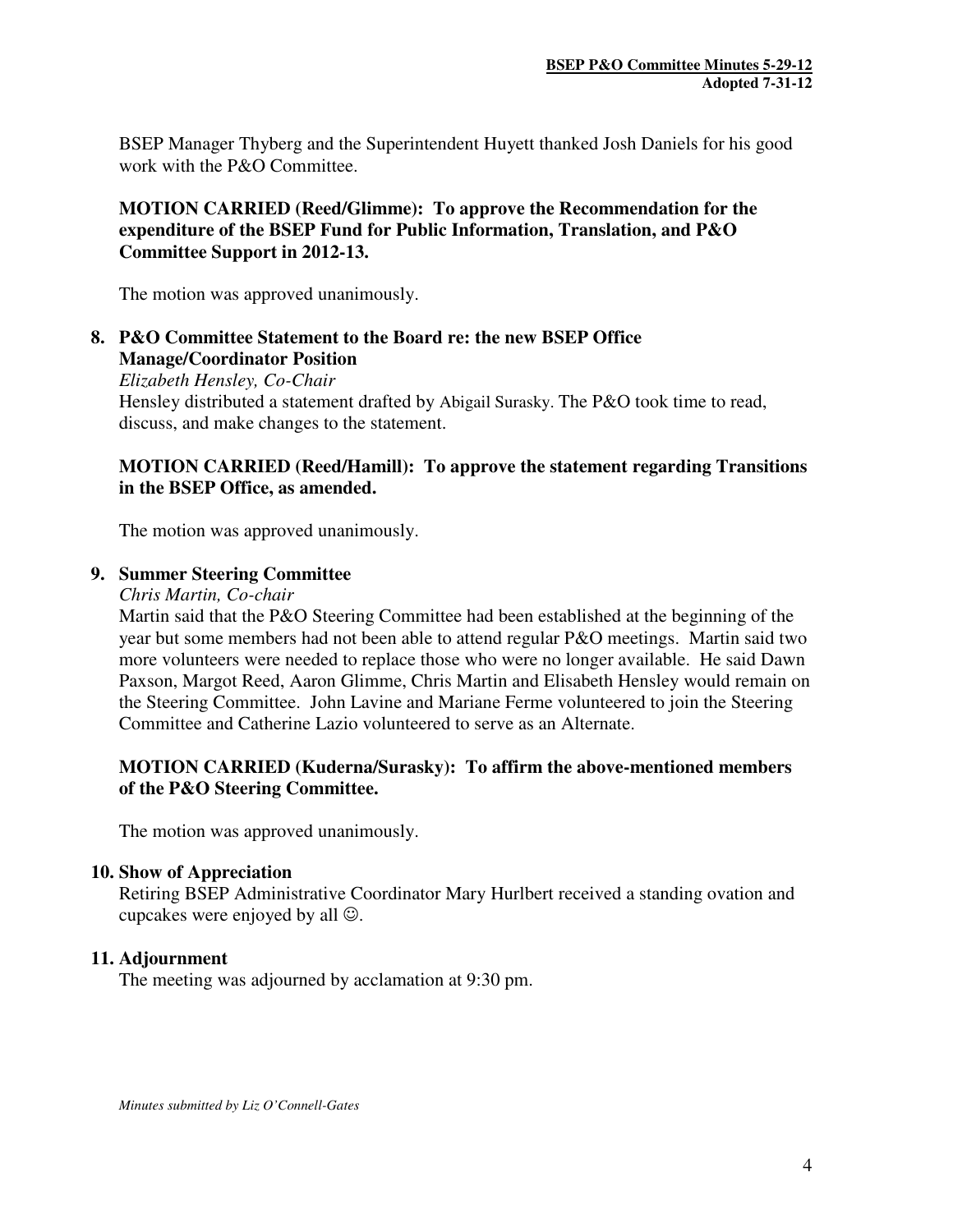BSEP Manager Thyberg and the Superintendent Huyett thanked Josh Daniels for his good work with the P&O Committee.

**MOTION CARRIED (Reed/Glimme): To approve the Recommendation for the expenditure of the BSEP Fund for Public Information, Translation, and P&O Committee Support in 2012-13.**

The motion was approved unanimously.

**8. P&O Committee Statement to the Board re: the new BSEP Office Manage/Coordinator Position**

*Elizabeth Hensley, Co-Chair*

Hensley distributed a statement drafted by Abigail Surasky. The P&O took time to read, discuss, and make changes to the statement.

**MOTION CARRIED (Reed/Hamill): To approve the statement regarding Transitions in the BSEP Office, as amended.**

The motion was approved unanimously.

**9. Summer Steering Committee**

*Chris Martin, Co-chair*

Martin said that the P&O Steering Committee had been established at the beginning of the year but some members had not been able to attend regular P&O meetings. Martin said two more volunteers were needed to replace those who were no longer available. He said Dawn Paxson, Margot Reed, Aaron Glimme, Chris Martin and Elisabeth Hensley would remain on the Steering Committee. John Lavine and Mariane Ferme volunteered to join the Steering Committee and Catherine Lazio volunteered to serve as an Alternate.

**MOTION CARRIED (Kuderna/Surasky): To affirm the above-mentioned members of the P&O Steering Committee.**

The motion was approved unanimously.

**10. Show of Appreciation**

Retiring BSEP Administrative Coordinator Mary Hurlbert received a standing ovation and cupcakes were enjoyed by all ☺.

**11. Adjournment**

The meeting was adjourned by acclamation at 9:30 pm.

*Minutes submitted by Liz O'Connell-Gates*